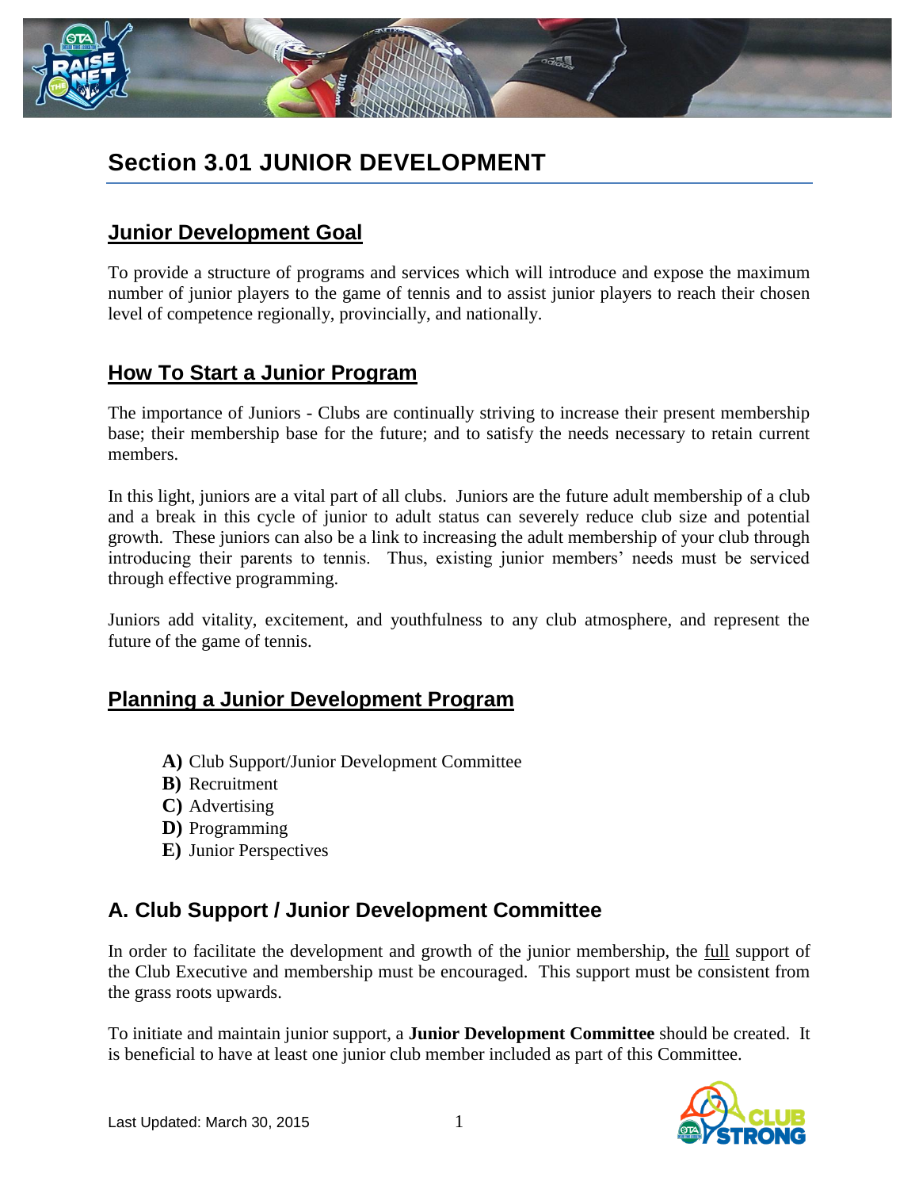# Section 3.01 JUNIOR DEVELOPMENT

## Junior Development Goal

To provide a structure of programs and services which will introduce and expose the maximum number of junior players to the game of tennis and to assist junior players to reach their chosen level of competence regionally, provincially, and nationally.

## How To Start a Junior Program

The importance of Juniors - Clubs are continually striving to increase their present membership base; their membership base for the future; and to satisfy the needs necessary to retain current members.

In this light, juniors are a vital part of all clubs. Juniors are the future adult membership of a club and a break in this cycle of junior to adult status can severely reduce club size and potential growth. These juniors can also be a link to increasing the adult membership of your club through introducing their parents to tennis. Thus, existing junior members' needs must be serviced through effective programming.

Juniors add vitality, excitement, and youthfulness to any club atmosphere, and represent the future of the game of tennis.

## Planning a Junior Development Program

- **A)** Club Support/Junior Development Committee
- **B)** Recruitment
- **C)** Advertising
- **D)** Programming
- **E)** Junior Perspectives

## A. Club Support / Junior Development Committee

In order to facilitate the development and growth of the junior membership, the full support of the Club Executive and membership must be encouraged. This support must be consistent from the grass roots upwards.

To initiate and maintain junior support, a **Junior Development Committee** should be created. It is beneficial to have at least one junior club member included as part of this Committee.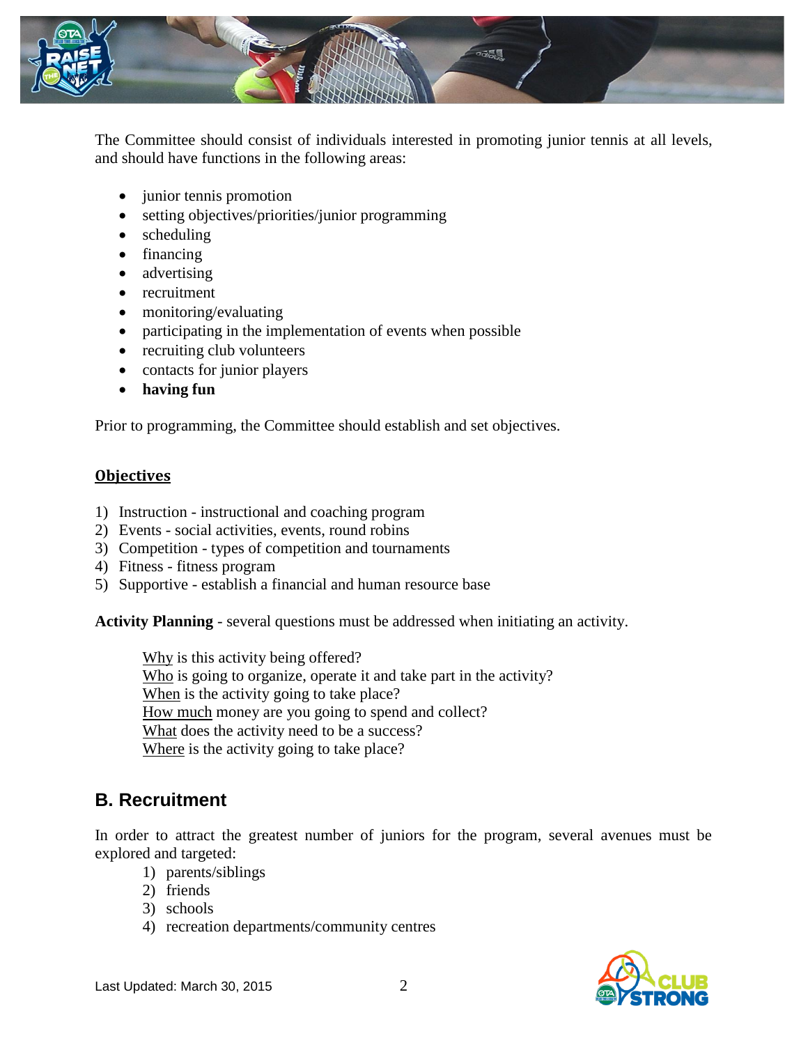The Committee should consist of individuals interested in promoting junior tennis at all levels, and should have functions in the following areas:

- junior tennis promotion
- setting objectives/priorities/junior programming
- scheduling
- financing
- advertising
- recruitment
- monitoring/evaluating
- participating in the implementation of events when possible
- recruiting club volunteers
- contacts for junior players
- **having fun**

Prior to programming, the Committee should establish and set objectives.

### Objectives

1) Instruction - instructional and coaching program
2) Events - social activities, events, round robins
3) Competition - types of competition and tournaments
4) Fitness - fitness program
5) Supportive - establish a financial and human resource base

**Activity Planning** - several questions must be addressed when initiating an activity.

Why is this activity being offered?
Who is going to organize, operate it and take part in the activity?
When is the activity going to take place?
How much money are you going to spend and collect?
What does the activity need to be a success?
Where is the activity going to take place?

## B. Recruitment

In order to attract the greatest number of juniors for the program, several avenues must be explored and targeted:

1) parents/siblings
2) friends
3) schools
4) recreation departments/community centres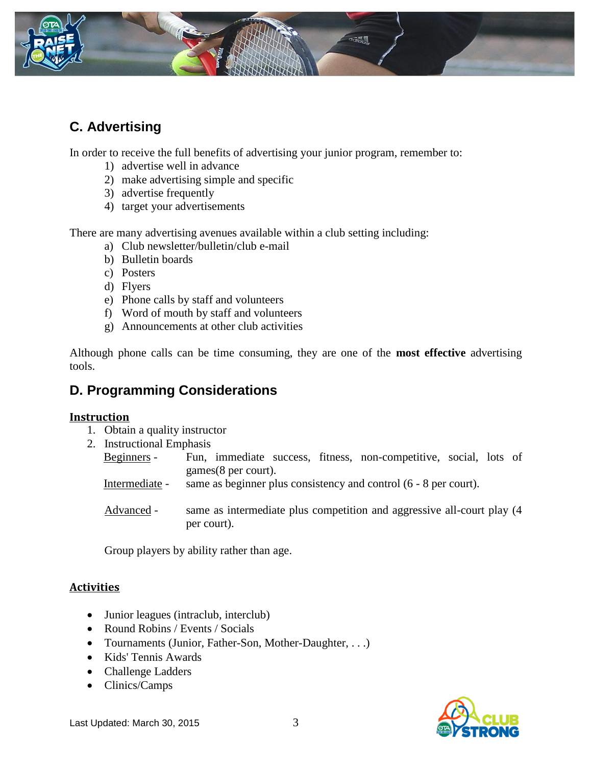## C. Advertising

In order to receive the full benefits of advertising your junior program, remember to:

1) advertise well in advance
2) make advertising simple and specific
3) advertise frequently
4) target your advertisements

There are many advertising avenues available within a club setting including:

a) Club newsletter/bulletin/club e-mail
b) Bulletin boards
c) Posters
d) Flyers
e) Phone calls by staff and volunteers
f) Word of mouth by staff and volunteers
g) Announcements at other club activities

Although phone calls can be time consuming, they are one of the **most effective** advertising tools.

## D. Programming Considerations

**Instruction**

1. Obtain a quality instructor
2. Instructional Emphasis

   Beginners - Fun, immediate success, fitness, non-competitive, social, lots of games(8 per court).

   Intermediate - same as beginner plus consistency and control (6 - 8 per court).

   Advanced - same as intermediate plus competition and aggressive all-court play (4 per court).

   Group players by ability rather than age.

**Activities**

- Junior leagues (intraclub, interclub)
- Round Robins / Events / Socials
- Tournaments (Junior, Father-Son, Mother-Daughter, . . .)
- Kids' Tennis Awards
- Challenge Ladders
- Clinics/Camps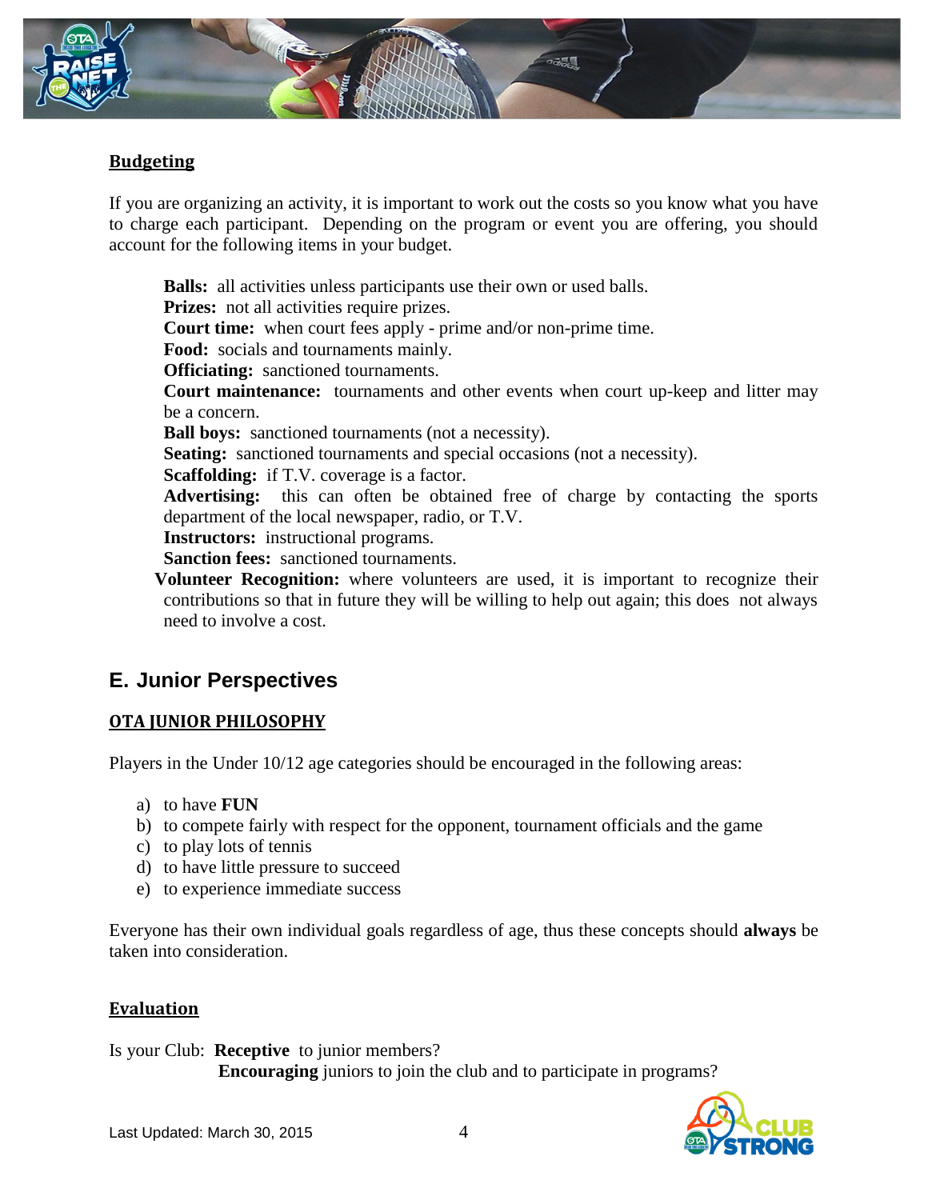### Budgeting

If you are organizing an activity, it is important to work out the costs so you know what you have to charge each participant. Depending on the program or event you are offering, you should account for the following items in your budget.

**Balls:** all activities unless participants use their own or used balls.
**Prizes:** not all activities require prizes.
**Court time:** when court fees apply - prime and/or non-prime time.
**Food:** socials and tournaments mainly.
**Officiating:** sanctioned tournaments.
**Court maintenance:** tournaments and other events when court up-keep and litter may be a concern.
**Ball boys:** sanctioned tournaments (not a necessity).
**Seating:** sanctioned tournaments and special occasions (not a necessity).
**Scaffolding:** if T.V. coverage is a factor.
**Advertising:** this can often be obtained free of charge by contacting the sports department of the local newspaper, radio, or T.V.
**Instructors:** instructional programs.
**Sanction fees:** sanctioned tournaments.
**Volunteer Recognition:** where volunteers are used, it is important to recognize their contributions so that in future they will be willing to help out again; this does not always need to involve a cost.

## E. Junior Perspectives

### OTA JUNIOR PHILOSOPHY

Players in the Under 10/12 age categories should be encouraged in the following areas:

a) to have **FUN**
b) to compete fairly with respect for the opponent, tournament officials and the game
c) to play lots of tennis
d) to have little pressure to succeed
e) to experience immediate success

Everyone has their own individual goals regardless of age, thus these concepts should **always** be taken into consideration.

### Evaluation

Is your Club: **Receptive** to junior members?
**Encouraging** juniors to join the club and to participate in programs?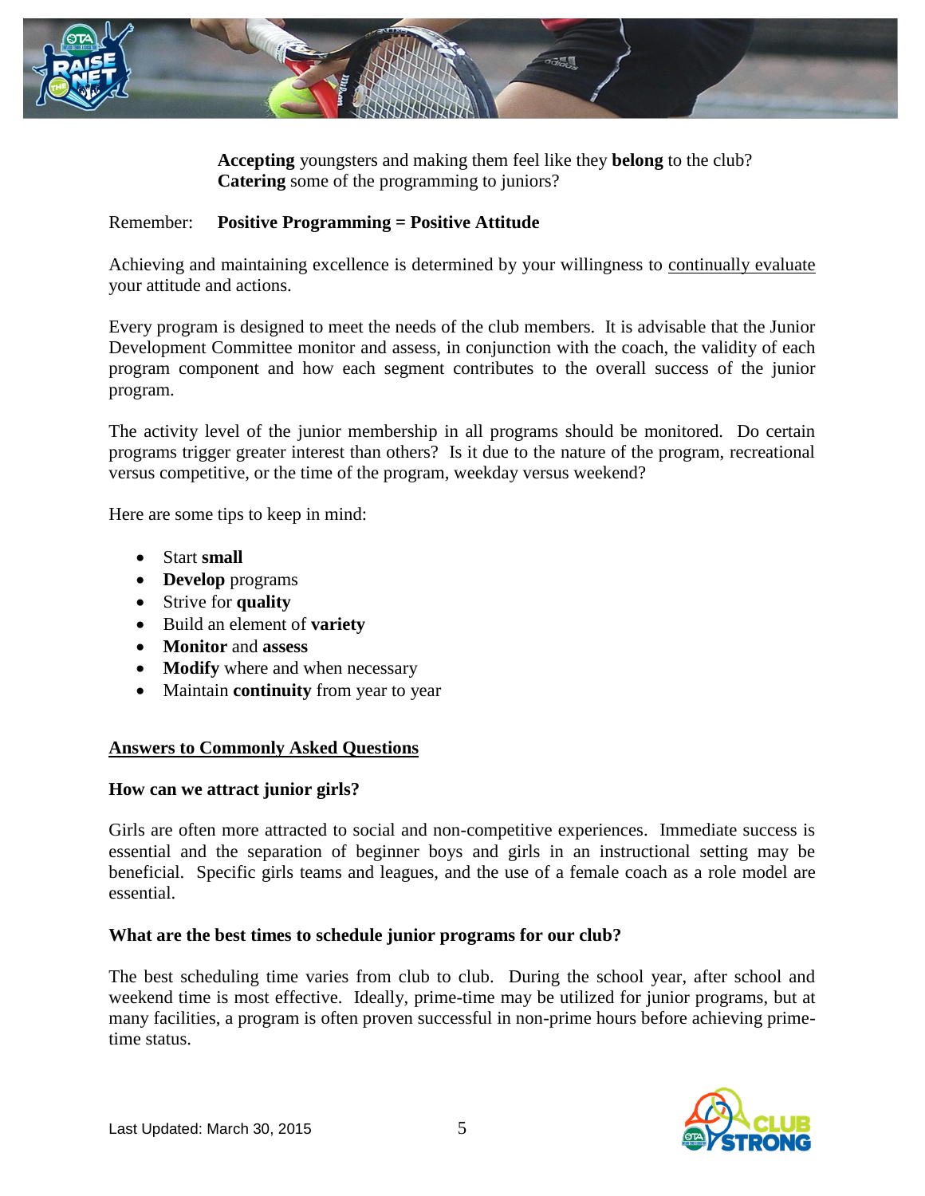**Accepting** youngsters and making them feel like they **belong** to the club?
**Catering** some of the programming to juniors?

Remember: **Positive Programming = Positive Attitude**

Achieving and maintaining excellence is determined by your willingness to continually evaluate your attitude and actions.

Every program is designed to meet the needs of the club members. It is advisable that the Junior Development Committee monitor and assess, in conjunction with the coach, the validity of each program component and how each segment contributes to the overall success of the junior program.

The activity level of the junior membership in all programs should be monitored. Do certain programs trigger greater interest than others? Is it due to the nature of the program, recreational versus competitive, or the time of the program, weekday versus weekend?

Here are some tips to keep in mind:

- Start **small**
- **Develop** programs
- Strive for **quality**
- Build an element of **variety**
- **Monitor** and **assess**
- **Modify** where and when necessary
- Maintain **continuity** from year to year

## Answers to Commonly Asked Questions

### How can we attract junior girls?

Girls are often more attracted to social and non-competitive experiences. Immediate success is essential and the separation of beginner boys and girls in an instructional setting may be beneficial. Specific girls teams and leagues, and the use of a female coach as a role model are essential.

### What are the best times to schedule junior programs for our club?

The best scheduling time varies from club to club. During the school year, after school and weekend time is most effective. Ideally, prime-time may be utilized for junior programs, but at many facilities, a program is often proven successful in non-prime hours before achieving prime-time status.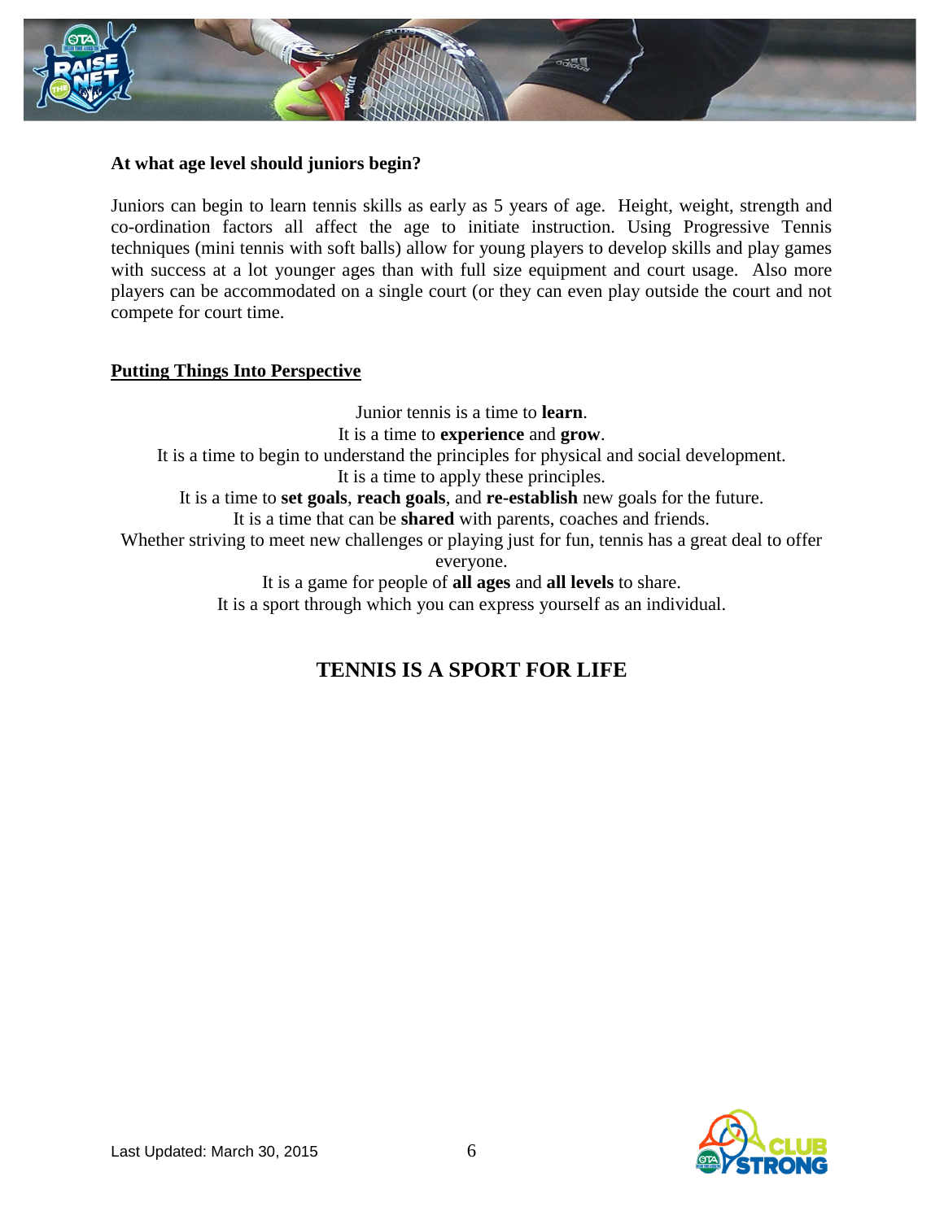**At what age level should juniors begin?**

Juniors can begin to learn tennis skills as early as 5 years of age. Height, weight, strength and co-ordination factors all affect the age to initiate instruction. Using Progressive Tennis techniques (mini tennis with soft balls) allow for young players to develop skills and play games with success at a lot younger ages than with full size equipment and court usage. Also more players can be accommodated on a single court (or they can even play outside the court and not compete for court time.

**Putting Things Into Perspective**

Junior tennis is a time to **learn**.
It is a time to **experience** and **grow**.
It is a time to begin to understand the principles for physical and social development.
It is a time to apply these principles.
It is a time to **set goals**, **reach goals**, and **re-establish** new goals for the future.
It is a time that can be **shared** with parents, coaches and friends.
Whether striving to meet new challenges or playing just for fun, tennis has a great deal to offer everyone.
It is a game for people of **all ages** and **all levels** to share.
It is a sport through which you can express yourself as an individual.

## TENNIS IS A SPORT FOR LIFE